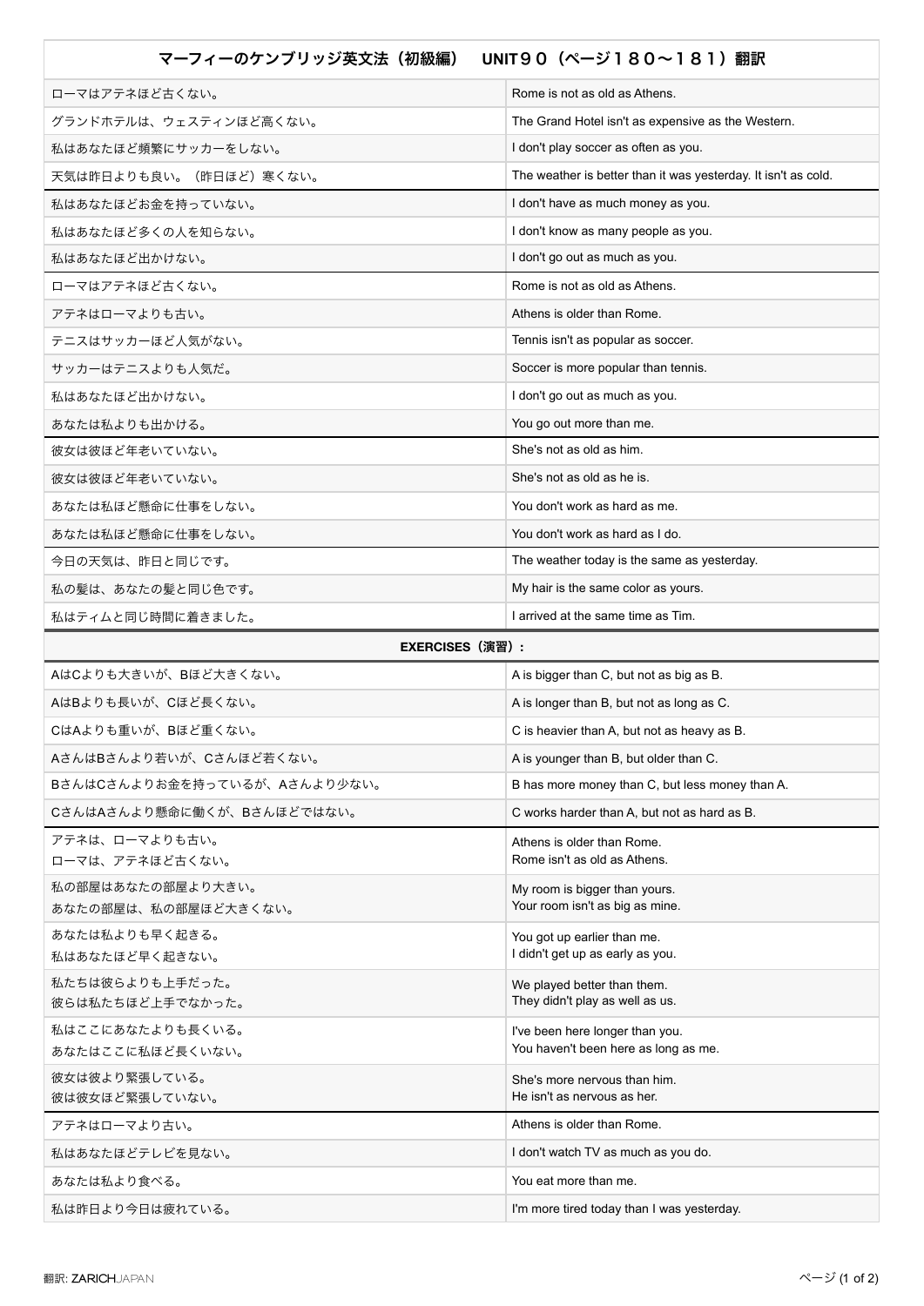# マーフィーのケンブリッジ英文法（初級編）　UNIT９０（ページ１８０〜１８１）翻訳

| | |
|---|---|
| ローマはアテネほど古くない。 | Rome is not as old as Athens. |
| グランドホテルは、ウェスティンほど高くない。 | The Grand Hotel isn't as expensive as the Western. |
| 私はあなたほど頻繁にサッカーをしない。 | I don't play soccer as often as you. |
| 天気は昨日よりも良い。（昨日ほど）寒くない。 | The weather is better than it was yesterday. It isn't as cold. |
| 私はあなたほどお金を持っていない。 | I don't have as much money as you. |
| 私はあなたほど多くの人を知らない。 | I don't know as many people as you. |
| 私はあなたほど出かけない。 | I don't go out as much as you. |
| ローマはアテネほど古くない。 | Rome is not as old as Athens. |
| アテネはローマよりも古い。 | Athens is older than Rome. |
| テニスはサッカーほど人気がない。 | Tennis isn't as popular as soccer. |
| サッカーはテニスよりも人気だ。 | Soccer is more popular than tennis. |
| 私はあなたほど出かけない。 | I don't go out as much as you. |
| あなたは私よりも出かける。 | You go out more than me. |
| 彼女は彼ほど年老いていない。 | She's not as old as him. |
| 彼女は彼ほど年老いていない。 | She's not as old as he is. |
| あなたは私ほど懸命に仕事をしない。 | You don't work as hard as me. |
| あなたは私ほど懸命に仕事をしない。 | You don't work as hard as I do. |
| 今日の天気は、昨日と同じです。 | The weather today is the same as yesterday. |
| 私の髪は、あなたの髪と同じ色です。 | My hair is the same color as yours. |
| 私はティムと同じ時間に着きました。 | I arrived at the same time as Tim. |

**EXERCISES（演習）:**

| | |
|---|---|
| AはCよりも大きいが、Bほど大きくない。 | A is bigger than C, but not as big as B. |
| AはBよりも長いが、Cほど長くない。 | A is longer than B, but not as long as C. |
| CはAよりも重いが、Bほど重くない。 | C is heavier than A, but not as heavy as B. |
| AさんはBさんより若いが、Cさんほど若くない。 | A is younger than B, but older than C. |
| BさんはCさんよりお金を持っているが、Aさんより少ない。 | B has more money than C, but less money than A. |
| CさんはAさんより懸命に働くが、Bさんほどではない。 | C works harder than A, but not as hard as B. |
| アテネは、ローマよりも古い。<br>ローマは、アテネほど古くない。 | Athens is older than Rome.<br>Rome isn't as old as Athens. |
| 私の部屋はあなたの部屋より大きい。<br>あなたの部屋は、私の部屋ほど大きくない。 | My room is bigger than yours.<br>Your room isn't as big as mine. |
| あなたは私よりも早く起きる。<br>私はあなたほど早く起きない。 | You got up earlier than me.<br>I didn't get up as early as you. |
| 私たちは彼らよりも上手だった。<br>彼らは私たちほど上手でなかった。 | We played better than them.<br>They didn't play as well as us. |
| 私はここにあなたよりも長くいる。<br>あなたはここに私ほど長くいない。 | I've been here longer than you.<br>You haven't been here as long as me. |
| 彼女は彼より緊張している。<br>彼は彼女ほど緊張していない。 | She's more nervous than him.<br>He isn't as nervous as her. |
| アテネはローマより古い。 | Athens is older than Rome. |
| 私はあなたほどテレビを見ない。 | I don't watch TV as much as you do. |
| あなたは私より食べる。 | You eat more than me. |
| 私は昨日より今日は疲れている。 | I'm more tired today than I was yesterday. |

翻訳: ZARICHJAPAN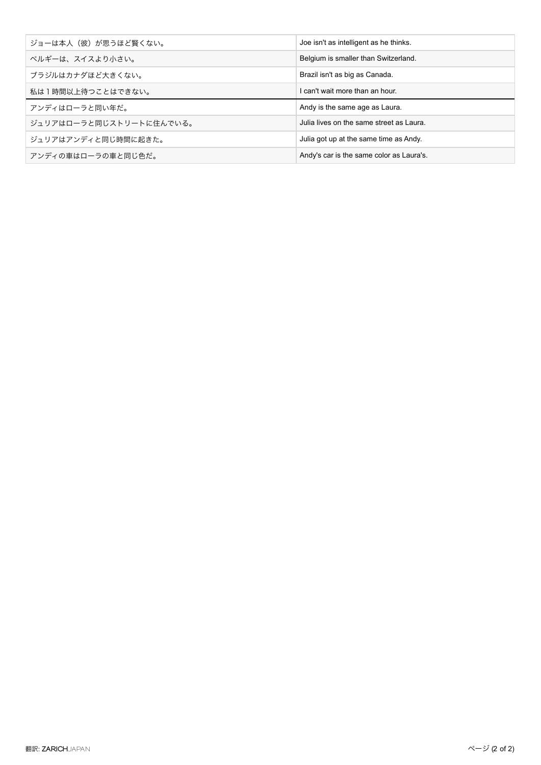| | |
|---|---|
| ジョーは本人（彼）が思うほど賢くない。 | Joe isn't as intelligent as he thinks. |
| ベルギーは、スイスより小さい。 | Belgium is smaller than Switzerland. |
| ブラジルはカナダほど大きくない。 | Brazil isn't as big as Canada. |
| 私は１時間以上待つことはできない。 | I can't wait more than an hour. |
| アンディはローラと同い年だ。 | Andy is the same age as Laura. |
| ジュリアはローラと同じストリートに住んでいる。 | Julia lives on the same street as Laura. |
| ジュリアはアンディと同じ時間に起きた。 | Julia got up at the same time as Andy. |
| アンディの車はローラの車と同じ色だ。 | Andy's car is the same color as Laura's. |

翻訳: ZARICHJAPAN